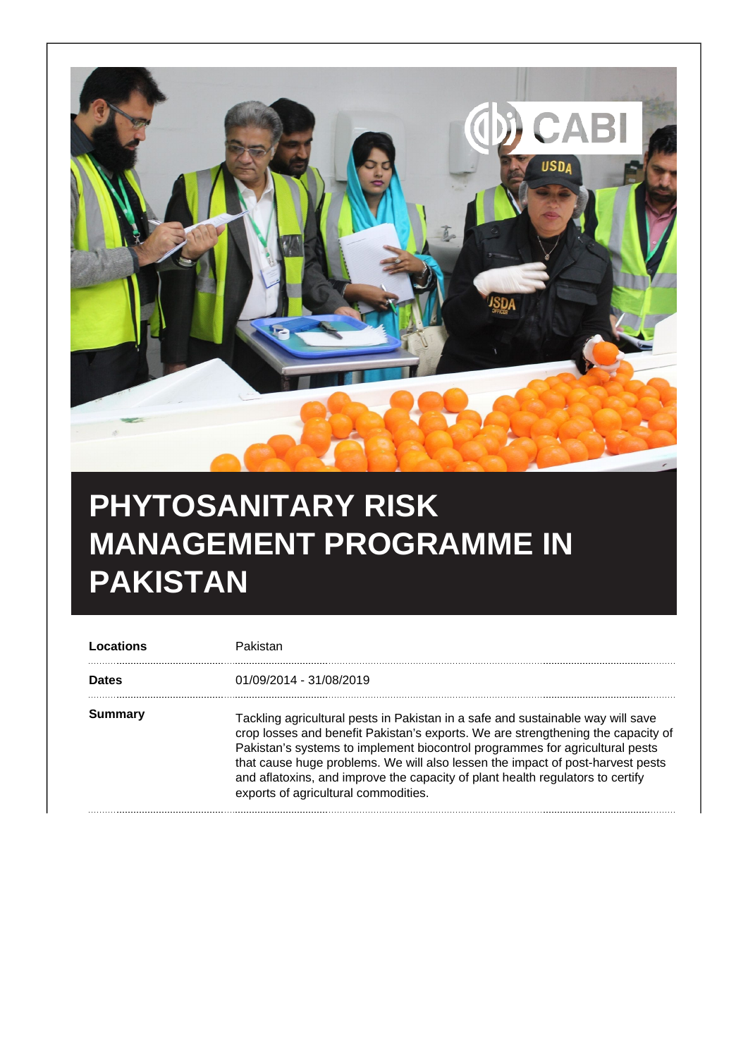# PHYTOSANITARY RISK MANAGEMENT PROGRAMME IN PAKISTAN

| | |
|---|---|
| **Locations** | Pakistan |
| **Dates** | 01/09/2014 - 31/08/2019 |
| **Summary** | Tackling agricultural pests in Pakistan in a safe and sustainable way will save crop losses and benefit Pakistan's exports. We are strengthening the capacity of Pakistan's systems to implement biocontrol programmes for agricultural pests that cause huge problems. We will also lessen the impact of post-harvest pests and aflatoxins, and improve the capacity of plant health regulators to certify exports of agricultural commodities. |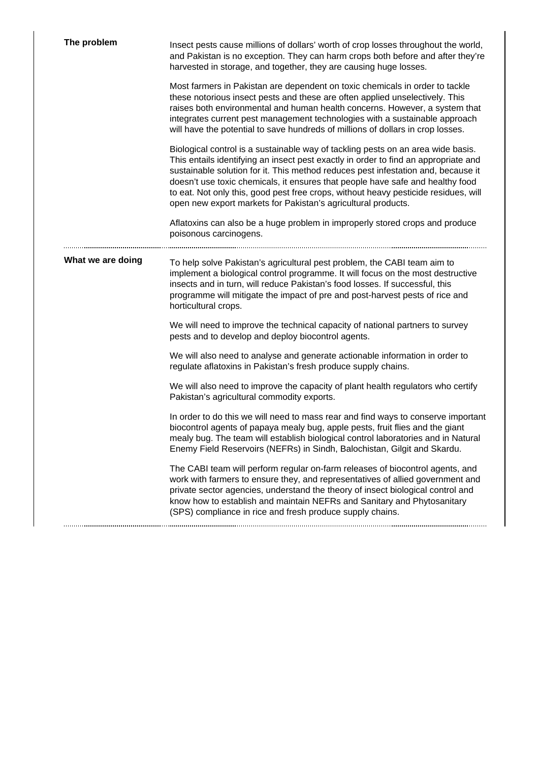## The problem

Insect pests cause millions of dollars' worth of crop losses throughout the world, and Pakistan is no exception. They can harm crops both before and after they're harvested in storage, and together, they are causing huge losses.

Most farmers in Pakistan are dependent on toxic chemicals in order to tackle these notorious insect pests and these are often applied unselectively. This raises both environmental and human health concerns. However, a system that integrates current pest management technologies with a sustainable approach will have the potential to save hundreds of millions of dollars in crop losses.

Biological control is a sustainable way of tackling pests on an area wide basis. This entails identifying an insect pest exactly in order to find an appropriate and sustainable solution for it. This method reduces pest infestation and, because it doesn't use toxic chemicals, it ensures that people have safe and healthy food to eat. Not only this, good pest free crops, without heavy pesticide residues, will open new export markets for Pakistan's agricultural products.

Aflatoxins can also be a huge problem in improperly stored crops and produce poisonous carcinogens.

## What we are doing

To help solve Pakistan's agricultural pest problem, the CABI team aim to implement a biological control programme. It will focus on the most destructive insects and in turn, will reduce Pakistan's food losses. If successful, this programme will mitigate the impact of pre and post-harvest pests of rice and horticultural crops.

We will need to improve the technical capacity of national partners to survey pests and to develop and deploy biocontrol agents.

We will also need to analyse and generate actionable information in order to regulate aflatoxins in Pakistan's fresh produce supply chains.

We will also need to improve the capacity of plant health regulators who certify Pakistan's agricultural commodity exports.

In order to do this we will need to mass rear and find ways to conserve important biocontrol agents of papaya mealy bug, apple pests, fruit flies and the giant mealy bug. The team will establish biological control laboratories and in Natural Enemy Field Reservoirs (NEFRs) in Sindh, Balochistan, Gilgit and Skardu.

The CABI team will perform regular on-farm releases of biocontrol agents, and work with farmers to ensure they, and representatives of allied government and private sector agencies, understand the theory of insect biological control and know how to establish and maintain NEFRs and Sanitary and Phytosanitary (SPS) compliance in rice and fresh produce supply chains.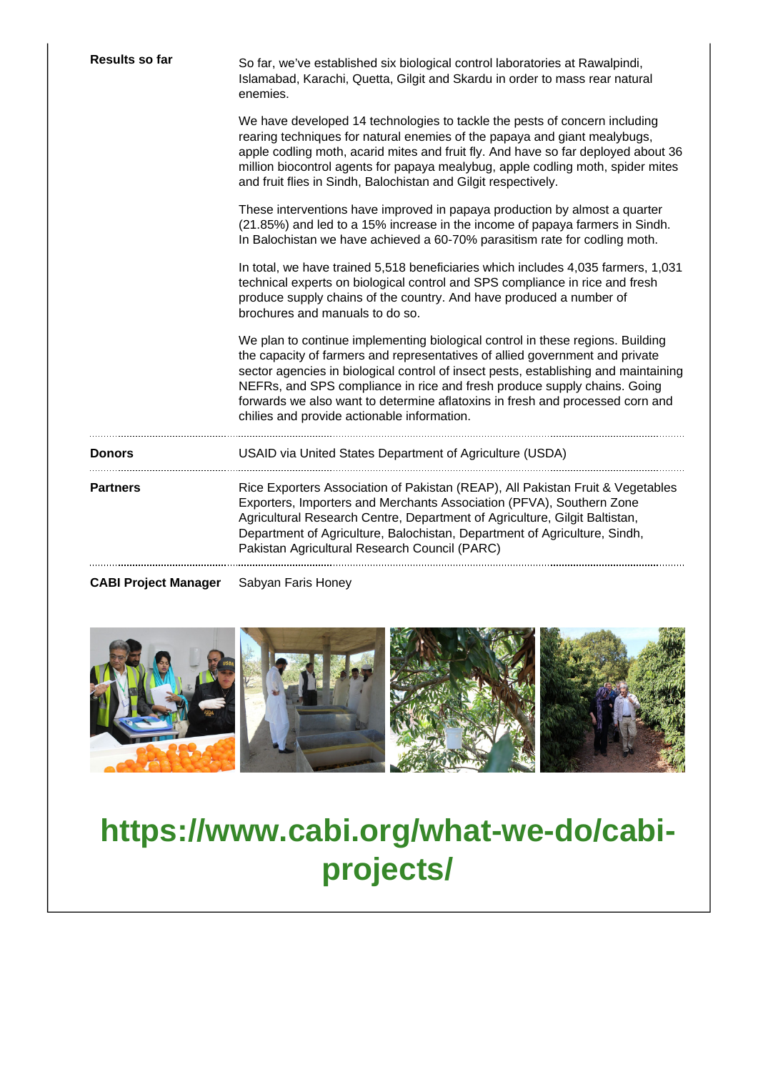| | |
|---|---|
| **Results so far** | So far, we've established six biological control laboratories at Rawalpindi, Islamabad, Karachi, Quetta, Gilgit and Skardu in order to mass rear natural enemies.<br><br>We have developed 14 technologies to tackle the pests of concern including rearing techniques for natural enemies of the papaya and giant mealybugs, apple codling moth, acarid mites and fruit fly. And have so far deployed about 36 million biocontrol agents for papaya mealybug, apple codling moth, spider mites and fruit flies in Sindh, Balochistan and Gilgit respectively.<br><br>These interventions have improved in papaya production by almost a quarter (21.85%) and led to a 15% increase in the income of papaya farmers in Sindh. In Balochistan we have achieved a 60-70% parasitism rate for codling moth.<br><br>In total, we have trained 5,518 beneficiaries which includes 4,035 farmers, 1,031 technical experts on biological control and SPS compliance in rice and fresh produce supply chains of the country. And have produced a number of brochures and manuals to do so.<br><br>We plan to continue implementing biological control in these regions. Building the capacity of farmers and representatives of allied government and private sector agencies in biological control of insect pests, establishing and maintaining NEFRs, and SPS compliance in rice and fresh produce supply chains. Going forwards we also want to determine aflatoxins in fresh and processed corn and chilies and provide actionable information. |
| **Donors** | USAID via United States Department of Agriculture (USDA) |
| **Partners** | Rice Exporters Association of Pakistan (REAP), All Pakistan Fruit & Vegetables Exporters, Importers and Merchants Association (PFVA), Southern Zone Agricultural Research Centre, Department of Agriculture, Gilgit Baltistan, Department of Agriculture, Balochistan, Department of Agriculture, Sindh, Pakistan Agricultural Research Council (PARC) |
| **CABI Project Manager** | Sabyan Faris Honey |

**https://www.cabi.org/what-we-do/cabi-projects/**